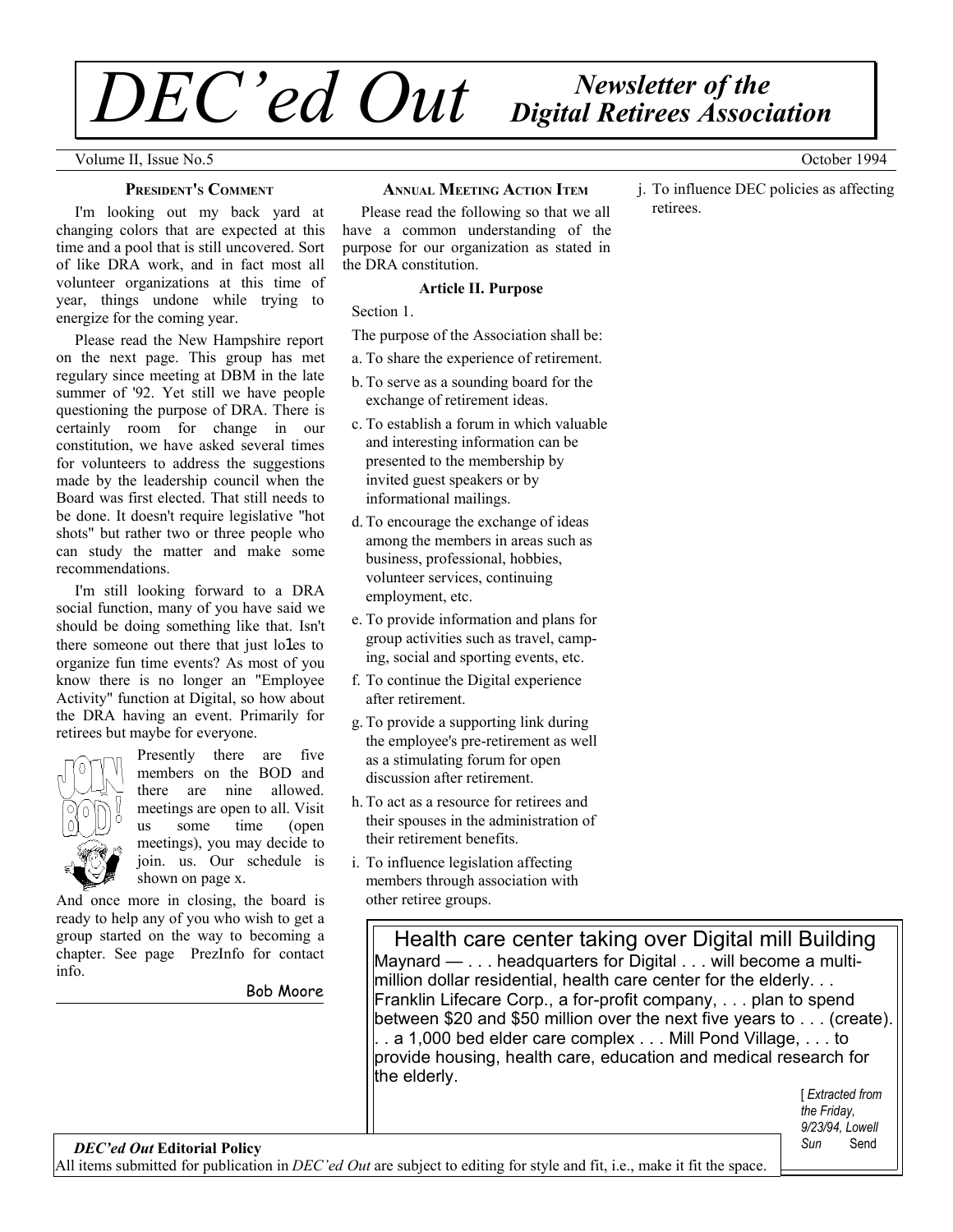# DEC'ed Out

*Newsletter of the Digital Retirees Association*

Volume II, Issue No.5 — October 1994

## President's Comment

I'm looking out my back yard at changing colors that are expected at this time and a pool that is still uncovered. Sort of like DRA work, and in fact most all volunteer organizations at this time of year, things undone while trying to energize for the coming year.

Please read the New Hampshire report on the next page. This group has met regulary since meeting at DBM in the late summer of '92. Yet still we have people questioning the purpose of DRA. There is certainly room for change in our constitution, we have asked several times for volunteers to address the suggestions made by the leadership council when the Board was first elected. That still needs to be done. It doesn't require legislative "hot shots" but rather two or three people who can study the matter and make some recommendations.

I'm still looking forward to a DRA social function, many of you have said we should be doing something like that. Isn't there someone out there that just loles to organize fun time events? As most of you know there is no longer an "Employee Activity" function at Digital, so how about the DRA having an event. Primarily for retirees but maybe for everyone.

Presently there are five members on the BOD and there are nine allowed. meetings are open to all. Visit us some time (open meetings), you may decide to join. us. Our schedule is shown on page x.

And once more in closing, the board is ready to help any of you who wish to get a group started on the way to becoming a chapter. See page PrezInfo for contact info.

Bob Moore

## Annual Meeting Action Item

Please read the following so that we all have a common understanding of the purpose for our organization as stated in the DRA constitution.

**Article II. Purpose**

Section 1.

The purpose of the Association shall be:

a. To share the experience of retirement.

b. To serve as a sounding board for the exchange of retirement ideas.

c. To establish a forum in which valuable and interesting information can be presented to the membership by invited guest speakers or by informational mailings.

d. To encourage the exchange of ideas among the members in areas such as business, professional, hobbies, volunteer services, continuing employment, etc.

e. To provide information and plans for group activities such as travel, camping, social and sporting events, etc.

f. To continue the Digital experience after retirement.

g. To provide a supporting link during the employee's pre-retirement as well as a stimulating forum for open discussion after retirement.

h. To act as a resource for retirees and their spouses in the administration of their retirement benefits.

i. To influence legislation affecting members through association with other retiree groups.

j. To influence DEC policies as affecting retirees.

## Health care center taking over Digital mill Building

Maynard — . . . headquarters for Digital . . . will become a multi-million dollar residential, health care center for the elderly. . . Franklin Lifecare Corp., a for-profit company, . . . plan to spend between $20 and $50 million over the next five years to . . . (create). . . a 1,000 bed elder care complex . . . Mill Pond Village, . . . to provide housing, health care, education and medical research for the elderly.

[ *Extracted from the Friday, 9/23/94, Lowell Sun* Send

***DEC'ed Out* Editorial Policy**

All items submitted for publication in *DEC'ed Out* are subject to editing for style and fit, i.e., make it fit the space.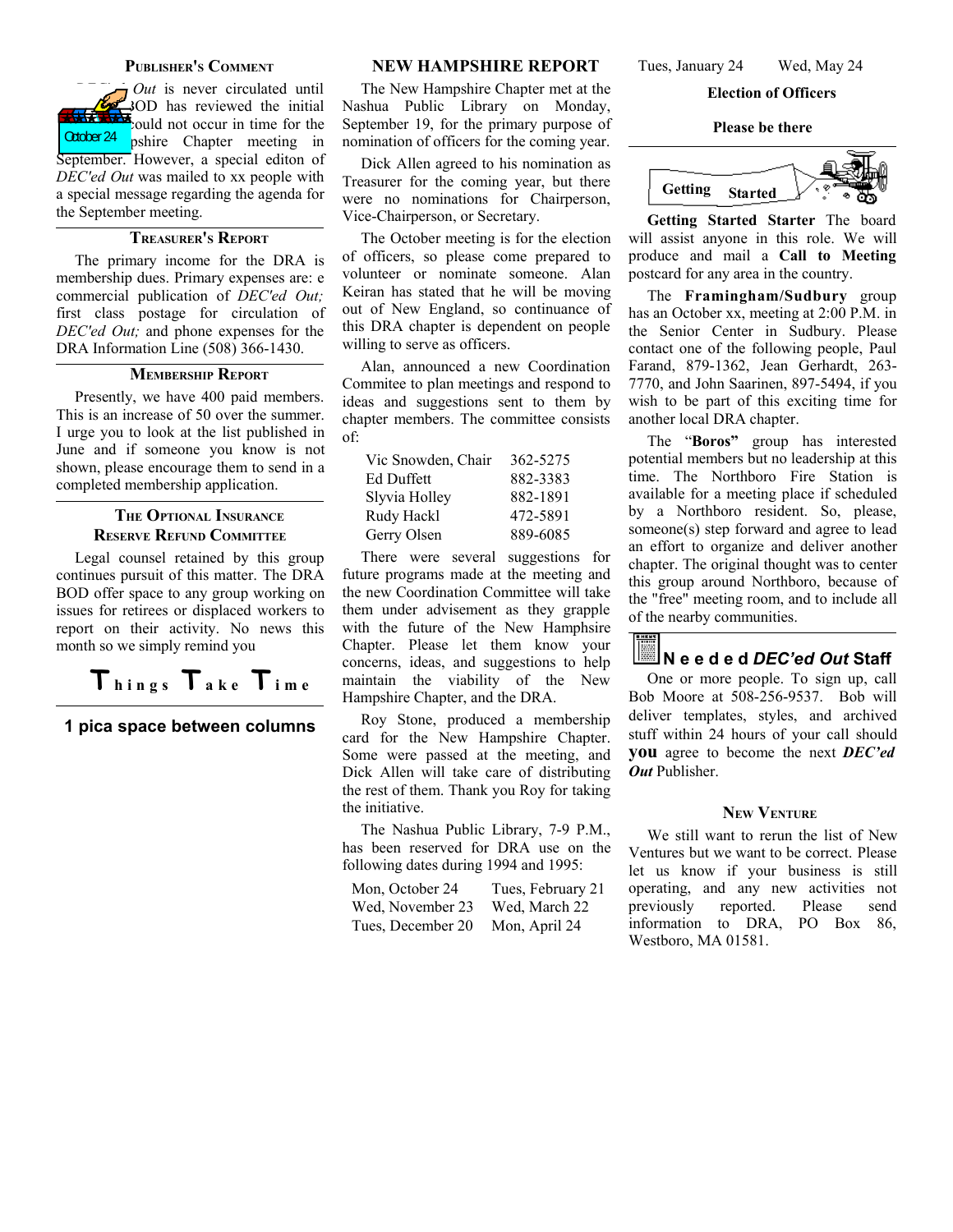## Publisher's Comment

October 24

... *Out* is never circulated until ...BOD has reviewed the initial ...could not occur in time for the ...pshire Chapter meeting in September. However, a special editon of *DEC'ed Out* was mailed to xx people with a special message regarding the agenda for the September meeting.

## Treasurer's Report

The primary income for the DRA is membership dues. Primary expenses are: e commercial publication of *DEC'ed Out;* first class postage for circulation of *DEC'ed Out;* and phone expenses for the DRA Information Line (508) 366-1430.

## Membership Report

Presently, we have 400 paid members. This is an increase of 50 over the summer. I urge you to look at the list published in June and if someone you know is not shown, please encourage them to send in a completed membership application.

## The Optional Insurance Reserve Refund Committee

Legal counsel retained by this group continues pursuit of this matter. The DRA BOD offer space to any group working on issues for retirees or displaced workers to report on their activity. No news this month so we simply remind you

**Things Take Time**

**1 pica space between columns**

## NEW HAMPSHIRE REPORT

The New Hampshire Chapter met at the Nashua Public Library on Monday, September 19, for the primary purpose of nomination of officers for the coming year.

Dick Allen agreed to his nomination as Treasurer for the coming year, but there were no nominations for Chairperson, Vice-Chairperson, or Secretary.

The October meeting is for the election of officers, so please come prepared to volunteer or nominate someone. Alan Keiran has stated that he will be moving out of New England, so continuance of this DRA chapter is dependent on people willing to serve as officers.

Alan, announced a new Coordination Commitee to plan meetings and respond to ideas and suggestions sent to them by chapter members. The committee consists of:

| | |
|---|---|
| Vic Snowden, Chair | 362-5275 |
| Ed Duffett | 882-3383 |
| Slyvia Holley | 882-1891 |
| Rudy Hackl | 472-5891 |
| Gerry Olsen | 889-6085 |

There were several suggestions for future programs made at the meeting and the new Coordination Committee will take them under advisement as they grapple with the future of the New Hamphsire Chapter. Please let them know your concerns, ideas, and suggestions to help maintain the viability of the New Hampshire Chapter, and the DRA.

Roy Stone, produced a membership card for the New Hampshire Chapter. Some were passed at the meeting, and Dick Allen will take care of distributing the rest of them. Thank you Roy for taking the initiative.

The Nashua Public Library, 7-9 P.M., has been reserved for DRA use on the following dates during 1994 and 1995:

| | |
|---|---|
| Mon, October 24 | Tues, February 21 |
| Wed, November 23 | Wed, March 22 |
| Tues, December 20 | Mon, April 24 |
| Tues, January 24 | Wed, May 24 |

**Election of Officers**

**Please be there**

**Getting Started**

**Getting Started Starter** The board will assist anyone in this role. We will produce and mail a **Call to Meeting** postcard for any area in the country.

The **Framingham/Sudbury** group has an October xx, meeting at 2:00 P.M. in the Senior Center in Sudbury. Please contact one of the following people, Paul Farand, 879-1362, Jean Gerhardt, 263-7770, and John Saarinen, 897-5494, if you wish to be part of this exciting time for another local DRA chapter.

The "**Boros"** group has interested potential members but no leadership at this time. The Northboro Fire Station is available for a meeting place if scheduled by a Northboro resident. So, please, someone(s) step forward and agree to lead an effort to organize and deliver another chapter. The original thought was to center this group around Northboro, because of the "free" meeting room, and to include all of the nearby communities.

## Needed *DEC'ed Out* Staff

One or more people. To sign up, call Bob Moore at 508-256-9537. Bob will deliver templates, styles, and archived stuff within 24 hours of your call should **you** agree to become the next ***DEC'ed Out*** Publisher.

## New Venture

We still want to rerun the list of New Ventures but we want to be correct. Please let us know if your business is still operating, and any new activities not previously reported. Please send information to DRA, PO Box 86, Westboro, MA 01581.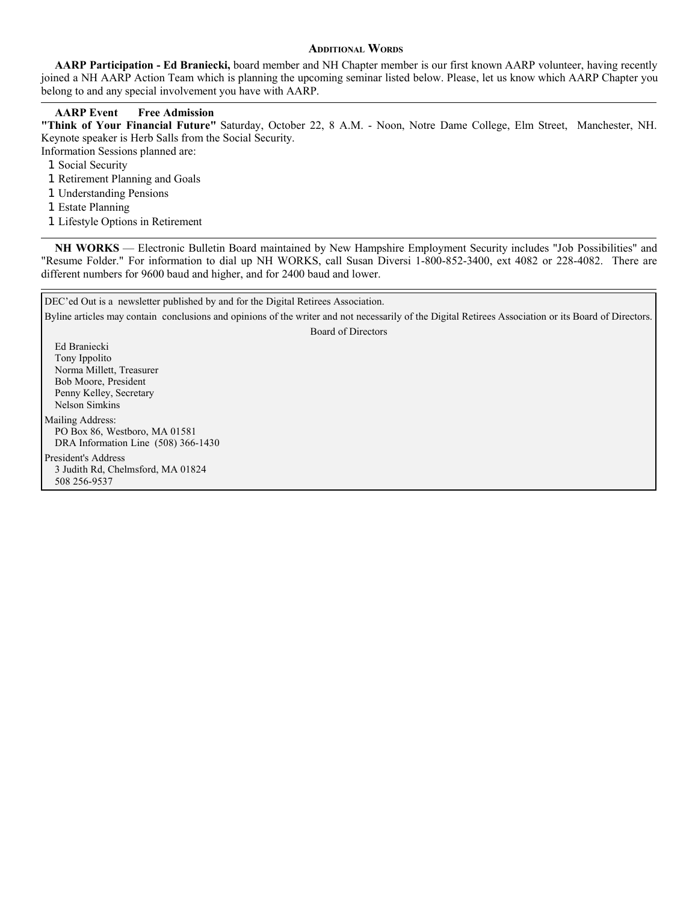## Additional Words

**AARP Participation - Ed Braniecki,** board member and NH Chapter member is our first known AARP volunteer, having recently joined a NH AARP Action Team which is planning the upcoming seminar listed below. Please, let us know which AARP Chapter you belong to and any special involvement you have with AARP.

---

**AARP Event    Free Admission**

**"Think of Your Financial Future"** Saturday, October 22, 8 A.M. - Noon, Notre Dame College, Elm Street, Manchester, NH. Keynote speaker is Herb Salls from the Social Security.

Information Sessions planned are:

- Social Security
- Retirement Planning and Goals
- Understanding Pensions
- Estate Planning
- Lifestyle Options in Retirement

---

**NH WORKS** — Electronic Bulletin Board maintained by New Hampshire Employment Security includes "Job Possibilities" and "Resume Folder." For information to dial up NH WORKS, call Susan Diversi 1-800-852-3400, ext 4082 or 228-4082. There are different numbers for 9600 baud and higher, and for 2400 baud and lower.

---

DEC'ed Out is a newsletter published by and for the Digital Retirees Association.

Byline articles may contain conclusions and opinions of the writer and not necessarily of the Digital Retirees Association or its Board of Directors.

Board of Directors

Ed Braniecki
Tony Ippolito
Norma Millett, Treasurer
Bob Moore, President
Penny Kelley, Secretary
Nelson Simkins

Mailing Address:
PO Box 86, Westboro, MA 01581
DRA Information Line (508) 366-1430

President's Address
3 Judith Rd, Chelmsford, MA 01824
508 256-9537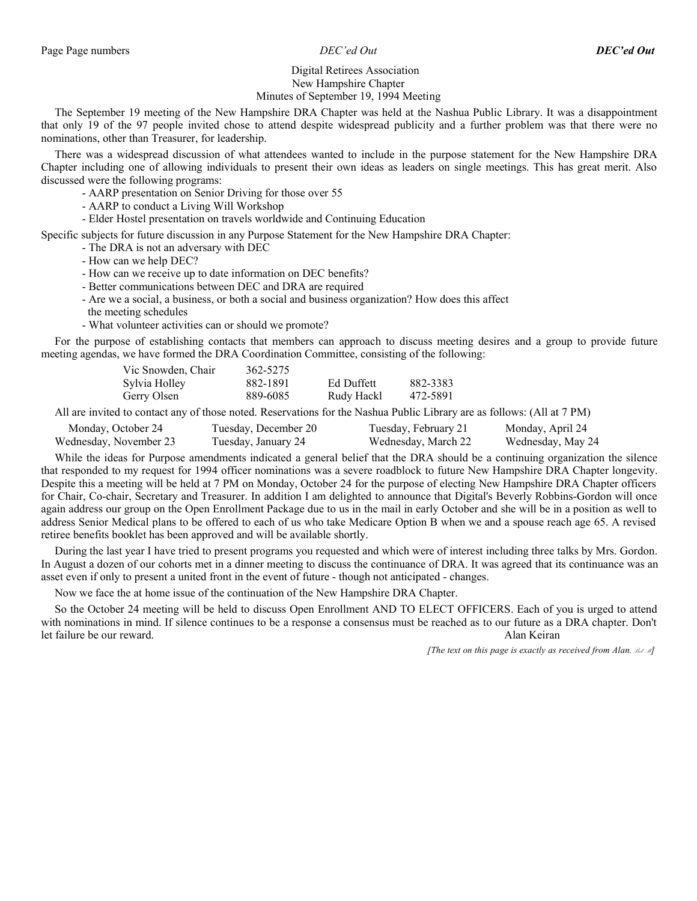Digital Retirees Association
New Hampshire Chapter
Minutes of September 19, 1994 Meeting

The September 19 meeting of the New Hampshire DRA Chapter was held at the Nashua Public Library. It was a disappointment that only 19 of the 97 people invited chose to attend despite widespread publicity and a further problem was that there were no nominations, other than Treasurer, for leadership.

There was a widespread discussion of what attendees wanted to include in the purpose statement for the New Hampshire DRA Chapter including one of allowing individuals to present their own ideas as leaders on single meetings. This has great merit. Also discussed were the following programs:

- AARP presentation on Senior Driving for those over 55
- AARP to conduct a Living Will Workshop
- Elder Hostel presentation on travels worldwide and Continuing Education

Specific subjects for future discussion in any Purpose Statement for the New Hampshire DRA Chapter:

- The DRA is not an adversary with DEC
- How can we help DEC?
- How can we receive up to date information on DEC benefits?
- Better communications between DEC and DRA are required
- Are we a social, a business, or both a social and business organization? How does this affect the meeting schedules
- What volunteer activities can or should we promote?

For the purpose of establishing contacts that members can approach to discuss meeting desires and a group to provide future meeting agendas, we have formed the DRA Coordination Committee, consisting of the following:

| | | | |
|---|---|---|---|
| Vic Snowden, Chair | 362-5275 | | |
| Sylvia Holley | 882-1891 | Ed Duffett | 882-3383 |
| Gerry Olsen | 889-6085 | Rudy Hackl | 472-5891 |

All are invited to contact any of those noted. Reservations for the Nashua Public Library are as follows: (All at 7 PM)

| | | | |
|---|---|---|---|
| Monday, October 24 | Tuesday, December 20 | Tuesday, February 21 | Monday, April 24 |
| Wednesday, November 23 | Tuesday, January 24 | Wednesday, March 22 | Wednesday, May 24 |

While the ideas for Purpose amendments indicated a general belief that the DRA should be a continuing organization the silence that responded to my request for 1994 officer nominations was a severe roadblock to future New Hampshire DRA Chapter longevity. Despite this a meeting will be held at 7 PM on Monday, October 24 for the purpose of electing New Hampshire DRA Chapter officers for Chair, Co-chair, Secretary and Treasurer. In addition I am delighted to announce that Digital's Beverly Robbins-Gordon will once again address our group on the Open Enrollment Package due to us in the mail in early October and she will be in a position as well to address Senior Medical plans to be offered to each of us who take Medicare Option B when we and a spouse reach age 65. A revised retiree benefits booklet has been approved and will be available shortly.

During the last year I have tried to present programs you requested and which were of interest including three talks by Mrs. Gordon. In August a dozen of our cohorts met in a dinner meeting to discuss the continuance of DRA. It was agreed that its continuance was an asset even if only to present a united front in the event of future - though not anticipated - changes.

Now we face the at home issue of the continuation of the New Hampshire DRA Chapter.

So the October 24 meeting will be held to discuss Open Enrollment AND TO ELECT OFFICERS. Each of you is urged to attend with nominations in mind. If silence continues to be a response a consensus must be reached as to our future as a DRA chapter. Don't let failure be our reward.

Alan Keiran

*[The text on this page is exactly as received from Alan. Bob M]*